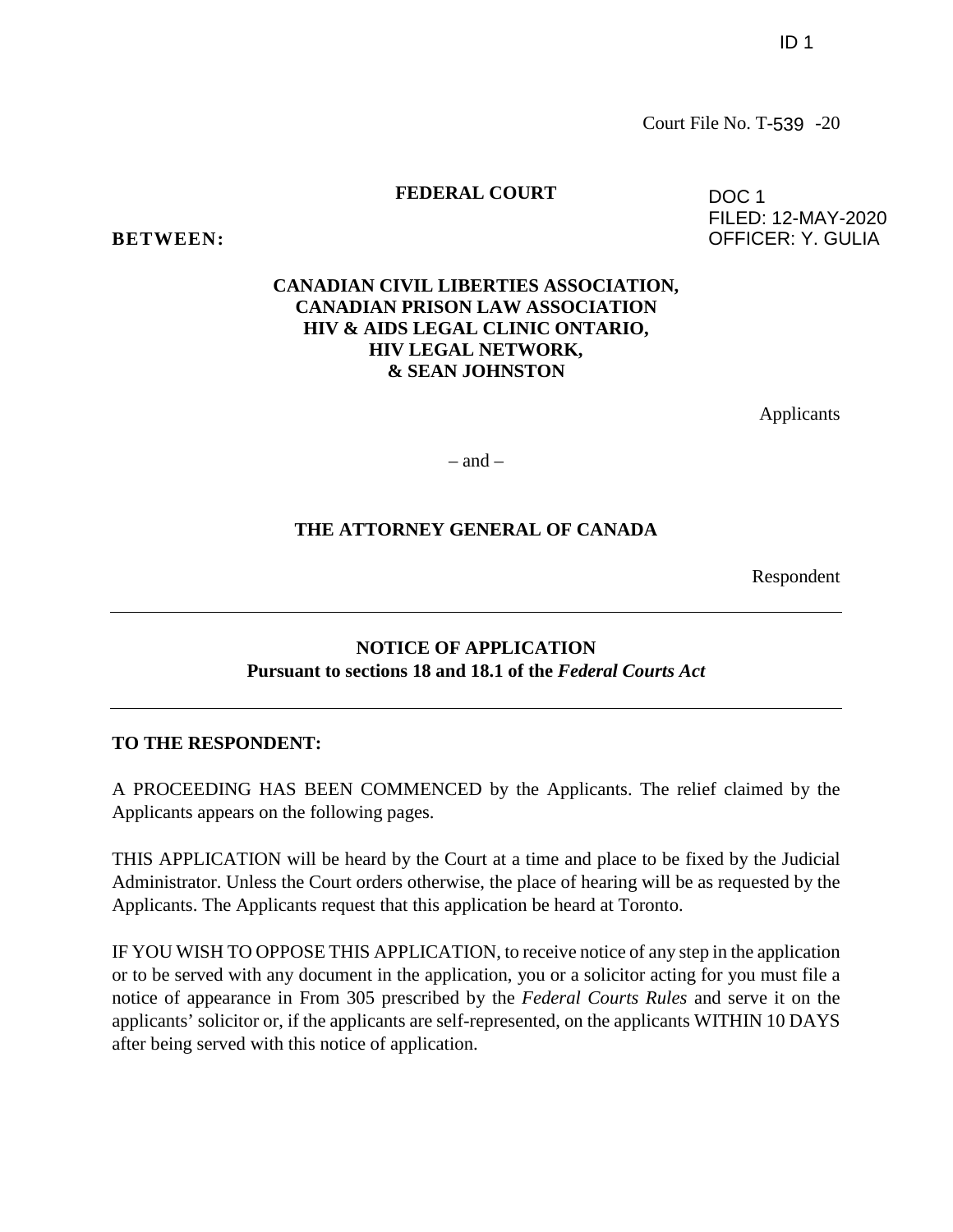ID 1

Court File No. T-539 -20

**FEDERAL COURT**

DOC 1
FILED: 12-MAY-2020
OFFICER: Y. GULIA

**BETWEEN:**

**CANADIAN CIVIL LIBERTIES ASSOCIATION,**
**CANADIAN PRISON LAW ASSOCIATION**
**HIV & AIDS LEGAL CLINIC ONTARIO,**
**HIV LEGAL NETWORK,**
**& SEAN JOHNSTON**

Applicants

– and –

**THE ATTORNEY GENERAL OF CANADA**

Respondent

---

**NOTICE OF APPLICATION**
**Pursuant to sections 18 and 18.1 of the *Federal Courts Act***

---

**TO THE RESPONDENT:**

A PROCEEDING HAS BEEN COMMENCED by the Applicants. The relief claimed by the Applicants appears on the following pages.

THIS APPLICATION will be heard by the Court at a time and place to be fixed by the Judicial Administrator. Unless the Court orders otherwise, the place of hearing will be as requested by the Applicants. The Applicants request that this application be heard at Toronto.

IF YOU WISH TO OPPOSE THIS APPLICATION, to receive notice of any step in the application or to be served with any document in the application, you or a solicitor acting for you must file a notice of appearance in From 305 prescribed by the *Federal Courts Rules* and serve it on the applicants' solicitor or, if the applicants are self-represented, on the applicants WITHIN 10 DAYS after being served with this notice of application.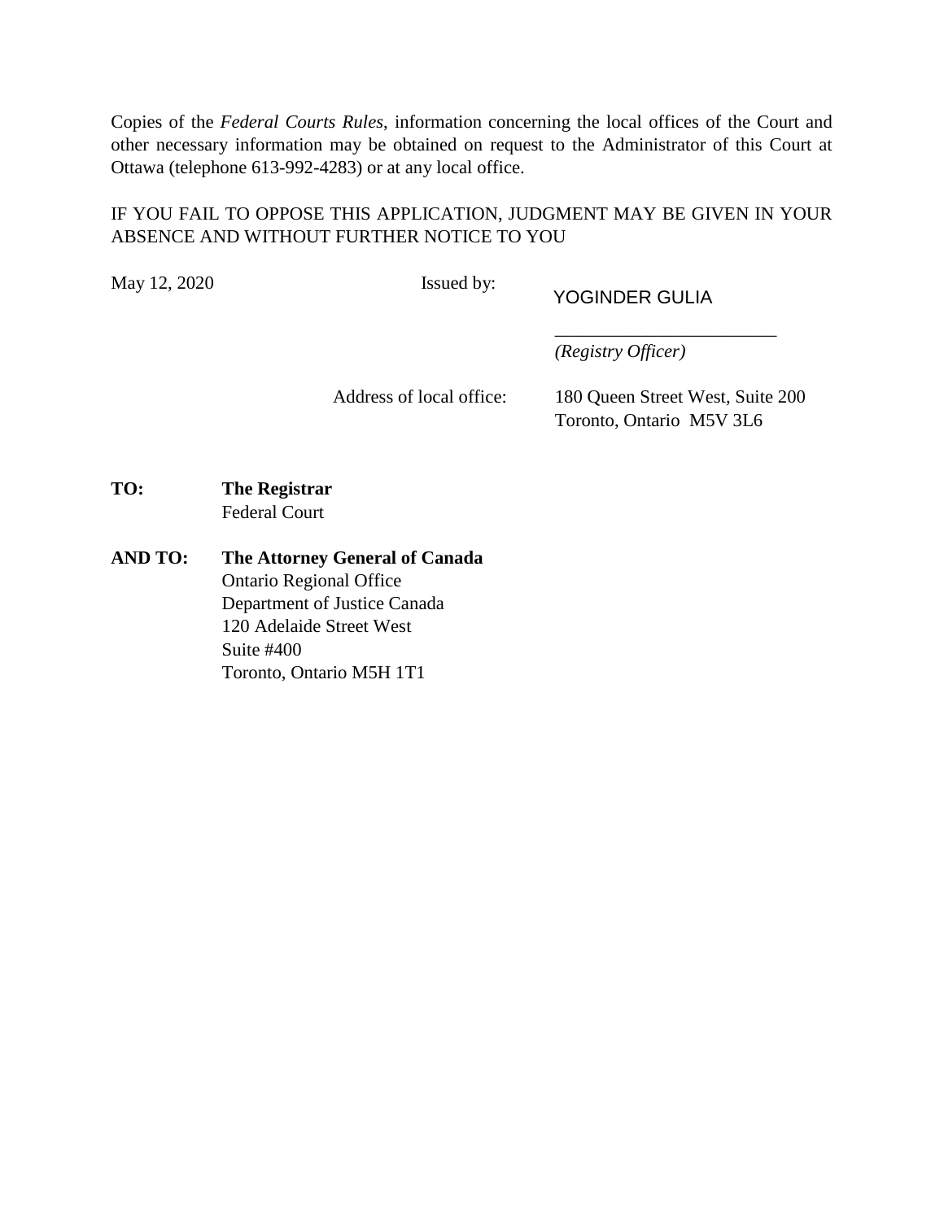Copies of the *Federal Courts Rules*, information concerning the local offices of the Court and other necessary information may be obtained on request to the Administrator of this Court at Ottawa (telephone 613-992-4283) or at any local office.

IF YOU FAIL TO OPPOSE THIS APPLICATION, JUDGMENT MAY BE GIVEN IN YOUR ABSENCE AND WITHOUT FURTHER NOTICE TO YOU

May 12, 2020 Issued by: YOGINDER GULIA

\_\_\_\_\_\_\_\_\_\_\_\_\_\_\_\_\_\_\_\_\_\_\_\_

*(Registry Officer)*

Address of local office: 180 Queen Street West, Suite 200
Toronto, Ontario M5V 3L6

**TO:** **The Registrar**
Federal Court

**AND TO:** **The Attorney General of Canada**
Ontario Regional Office
Department of Justice Canada
120 Adelaide Street West
Suite #400
Toronto, Ontario M5H 1T1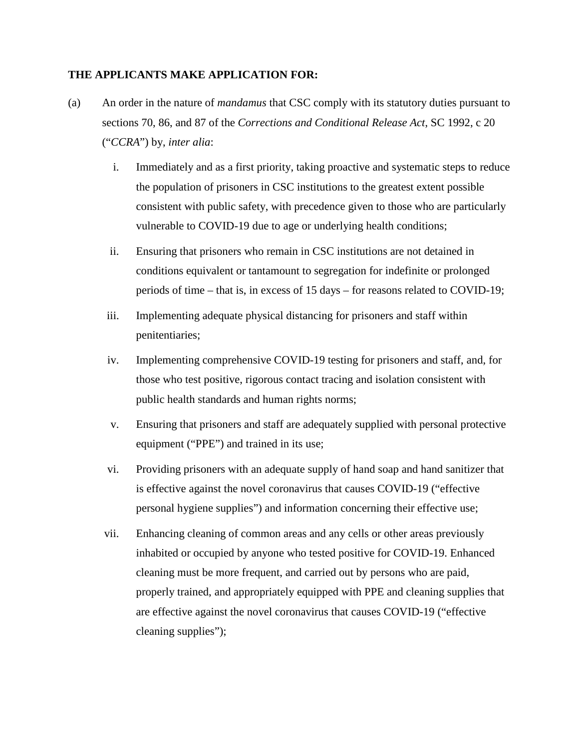**THE APPLICANTS MAKE APPLICATION FOR:**

(a) An order in the nature of *mandamus* that CSC comply with its statutory duties pursuant to sections 70, 86, and 87 of the *Corrections and Conditional Release Act*, SC 1992, c 20 ("*CCRA*") by, *inter alia*:

i. Immediately and as a first priority, taking proactive and systematic steps to reduce the population of prisoners in CSC institutions to the greatest extent possible consistent with public safety, with precedence given to those who are particularly vulnerable to COVID-19 due to age or underlying health conditions;

ii. Ensuring that prisoners who remain in CSC institutions are not detained in conditions equivalent or tantamount to segregation for indefinite or prolonged periods of time – that is, in excess of 15 days – for reasons related to COVID-19;

iii. Implementing adequate physical distancing for prisoners and staff within penitentiaries;

iv. Implementing comprehensive COVID-19 testing for prisoners and staff, and, for those who test positive, rigorous contact tracing and isolation consistent with public health standards and human rights norms;

v. Ensuring that prisoners and staff are adequately supplied with personal protective equipment ("PPE") and trained in its use;

vi. Providing prisoners with an adequate supply of hand soap and hand sanitizer that is effective against the novel coronavirus that causes COVID-19 ("effective personal hygiene supplies") and information concerning their effective use;

vii. Enhancing cleaning of common areas and any cells or other areas previously inhabited or occupied by anyone who tested positive for COVID-19. Enhanced cleaning must be more frequent, and carried out by persons who are paid, properly trained, and appropriately equipped with PPE and cleaning supplies that are effective against the novel coronavirus that causes COVID-19 ("effective cleaning supplies");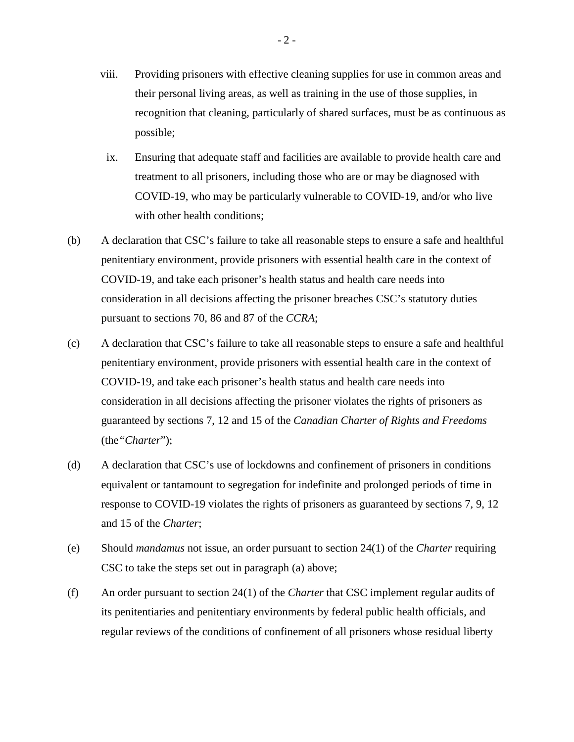viii. Providing prisoners with effective cleaning supplies for use in common areas and their personal living areas, as well as training in the use of those supplies, in recognition that cleaning, particularly of shared surfaces, must be as continuous as possible;

ix. Ensuring that adequate staff and facilities are available to provide health care and treatment to all prisoners, including those who are or may be diagnosed with COVID-19, who may be particularly vulnerable to COVID-19, and/or who live with other health conditions;

(b) A declaration that CSC's failure to take all reasonable steps to ensure a safe and healthful penitentiary environment, provide prisoners with essential health care in the context of COVID-19, and take each prisoner's health status and health care needs into consideration in all decisions affecting the prisoner breaches CSC's statutory duties pursuant to sections 70, 86 and 87 of the *CCRA*;

(c) A declaration that CSC's failure to take all reasonable steps to ensure a safe and healthful penitentiary environment, provide prisoners with essential health care in the context of COVID-19, and take each prisoner's health status and health care needs into consideration in all decisions affecting the prisoner violates the rights of prisoners as guaranteed by sections 7, 12 and 15 of the *Canadian Charter of Rights and Freedoms* (the"*Charter*");

(d) A declaration that CSC's use of lockdowns and confinement of prisoners in conditions equivalent or tantamount to segregation for indefinite and prolonged periods of time in response to COVID-19 violates the rights of prisoners as guaranteed by sections 7, 9, 12 and 15 of the *Charter*;

(e) Should *mandamus* not issue, an order pursuant to section 24(1) of the *Charter* requiring CSC to take the steps set out in paragraph (a) above;

(f) An order pursuant to section 24(1) of the *Charter* that CSC implement regular audits of its penitentiaries and penitentiary environments by federal public health officials, and regular reviews of the conditions of confinement of all prisoners whose residual liberty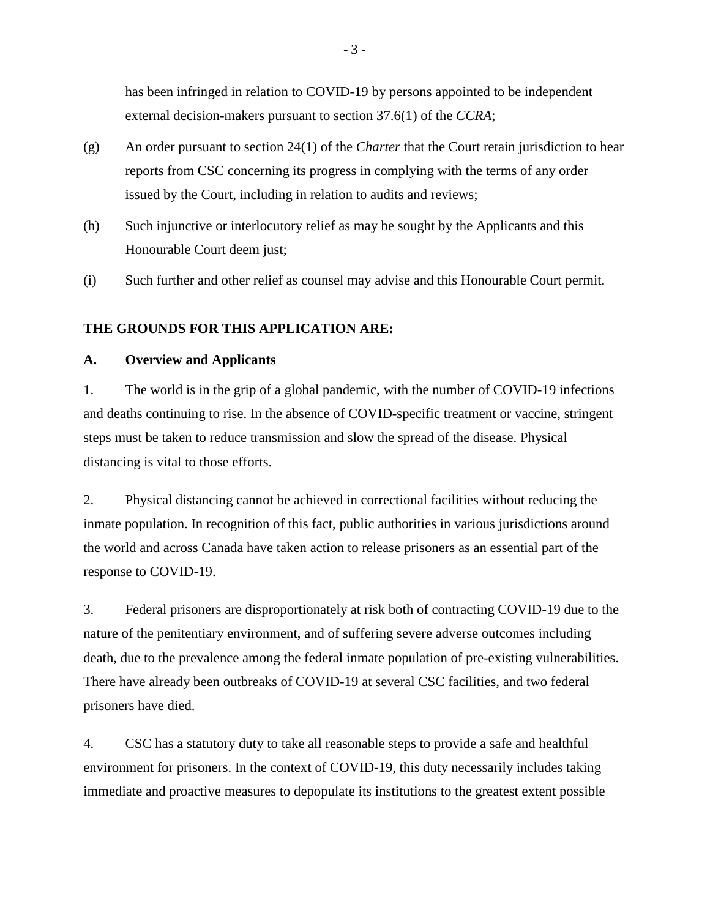has been infringed in relation to COVID-19 by persons appointed to be independent external decision-makers pursuant to section 37.6(1) of the *CCRA*;

(g) An order pursuant to section 24(1) of the *Charter* that the Court retain jurisdiction to hear reports from CSC concerning its progress in complying with the terms of any order issued by the Court, including in relation to audits and reviews;

(h) Such injunctive or interlocutory relief as may be sought by the Applicants and this Honourable Court deem just;

(i) Such further and other relief as counsel may advise and this Honourable Court permit.

**THE GROUNDS FOR THIS APPLICATION ARE:**

**A. Overview and Applicants**

1. The world is in the grip of a global pandemic, with the number of COVID-19 infections and deaths continuing to rise. In the absence of COVID-specific treatment or vaccine, stringent steps must be taken to reduce transmission and slow the spread of the disease. Physical distancing is vital to those efforts.

2. Physical distancing cannot be achieved in correctional facilities without reducing the inmate population. In recognition of this fact, public authorities in various jurisdictions around the world and across Canada have taken action to release prisoners as an essential part of the response to COVID-19.

3. Federal prisoners are disproportionately at risk both of contracting COVID-19 due to the nature of the penitentiary environment, and of suffering severe adverse outcomes including death, due to the prevalence among the federal inmate population of pre-existing vulnerabilities. There have already been outbreaks of COVID-19 at several CSC facilities, and two federal prisoners have died.

4. CSC has a statutory duty to take all reasonable steps to provide a safe and healthful environment for prisoners. In the context of COVID-19, this duty necessarily includes taking immediate and proactive measures to depopulate its institutions to the greatest extent possible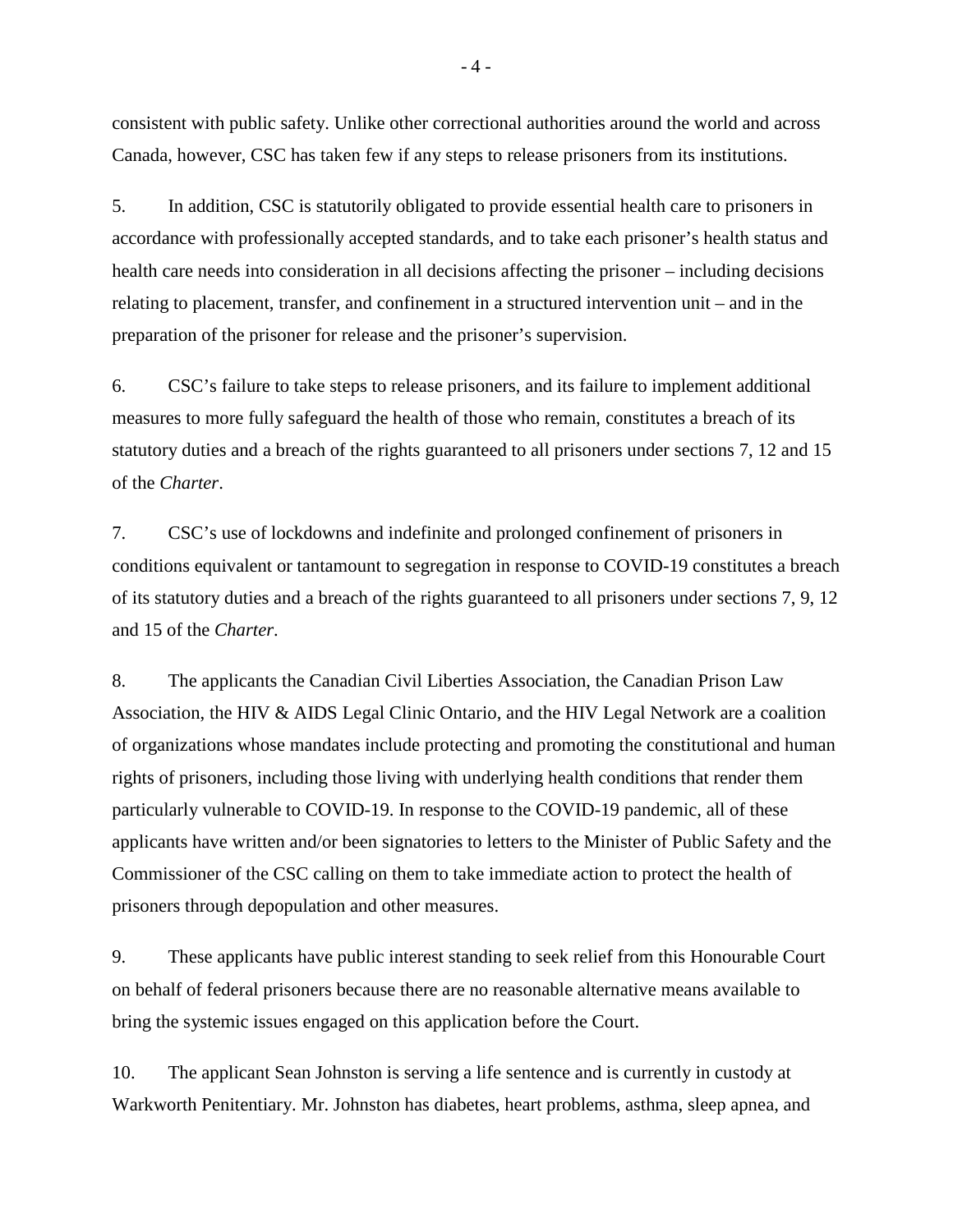consistent with public safety. Unlike other correctional authorities around the world and across Canada, however, CSC has taken few if any steps to release prisoners from its institutions.

5. In addition, CSC is statutorily obligated to provide essential health care to prisoners in accordance with professionally accepted standards, and to take each prisoner's health status and health care needs into consideration in all decisions affecting the prisoner – including decisions relating to placement, transfer, and confinement in a structured intervention unit – and in the preparation of the prisoner for release and the prisoner's supervision.

6. CSC's failure to take steps to release prisoners, and its failure to implement additional measures to more fully safeguard the health of those who remain, constitutes a breach of its statutory duties and a breach of the rights guaranteed to all prisoners under sections 7, 12 and 15 of the *Charter*.

7. CSC's use of lockdowns and indefinite and prolonged confinement of prisoners in conditions equivalent or tantamount to segregation in response to COVID-19 constitutes a breach of its statutory duties and a breach of the rights guaranteed to all prisoners under sections 7, 9, 12 and 15 of the *Charter*.

8. The applicants the Canadian Civil Liberties Association, the Canadian Prison Law Association, the HIV & AIDS Legal Clinic Ontario, and the HIV Legal Network are a coalition of organizations whose mandates include protecting and promoting the constitutional and human rights of prisoners, including those living with underlying health conditions that render them particularly vulnerable to COVID-19. In response to the COVID-19 pandemic, all of these applicants have written and/or been signatories to letters to the Minister of Public Safety and the Commissioner of the CSC calling on them to take immediate action to protect the health of prisoners through depopulation and other measures.

9. These applicants have public interest standing to seek relief from this Honourable Court on behalf of federal prisoners because there are no reasonable alternative means available to bring the systemic issues engaged on this application before the Court.

10. The applicant Sean Johnston is serving a life sentence and is currently in custody at Warkworth Penitentiary. Mr. Johnston has diabetes, heart problems, asthma, sleep apnea, and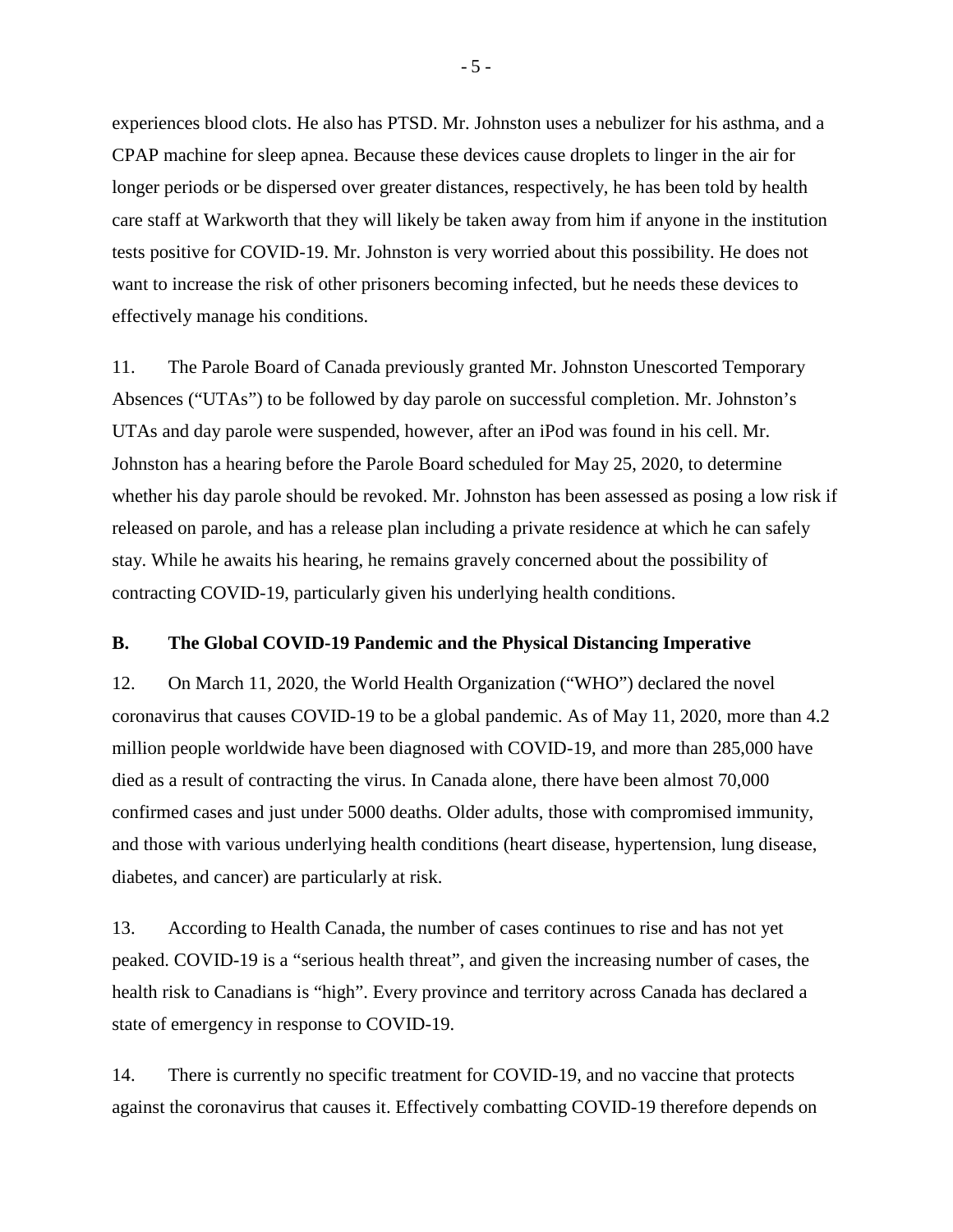experiences blood clots. He also has PTSD. Mr. Johnston uses a nebulizer for his asthma, and a CPAP machine for sleep apnea. Because these devices cause droplets to linger in the air for longer periods or be dispersed over greater distances, respectively, he has been told by health care staff at Warkworth that they will likely be taken away from him if anyone in the institution tests positive for COVID-19. Mr. Johnston is very worried about this possibility. He does not want to increase the risk of other prisoners becoming infected, but he needs these devices to effectively manage his conditions.

11. The Parole Board of Canada previously granted Mr. Johnston Unescorted Temporary Absences ("UTAs") to be followed by day parole on successful completion. Mr. Johnston's UTAs and day parole were suspended, however, after an iPod was found in his cell. Mr. Johnston has a hearing before the Parole Board scheduled for May 25, 2020, to determine whether his day parole should be revoked. Mr. Johnston has been assessed as posing a low risk if released on parole, and has a release plan including a private residence at which he can safely stay. While he awaits his hearing, he remains gravely concerned about the possibility of contracting COVID-19, particularly given his underlying health conditions.

### B. The Global COVID-19 Pandemic and the Physical Distancing Imperative

12. On March 11, 2020, the World Health Organization ("WHO") declared the novel coronavirus that causes COVID-19 to be a global pandemic. As of May 11, 2020, more than 4.2 million people worldwide have been diagnosed with COVID-19, and more than 285,000 have died as a result of contracting the virus. In Canada alone, there have been almost 70,000 confirmed cases and just under 5000 deaths. Older adults, those with compromised immunity, and those with various underlying health conditions (heart disease, hypertension, lung disease, diabetes, and cancer) are particularly at risk.

13. According to Health Canada, the number of cases continues to rise and has not yet peaked. COVID-19 is a "serious health threat", and given the increasing number of cases, the health risk to Canadians is "high". Every province and territory across Canada has declared a state of emergency in response to COVID-19.

14. There is currently no specific treatment for COVID-19, and no vaccine that protects against the coronavirus that causes it. Effectively combatting COVID-19 therefore depends on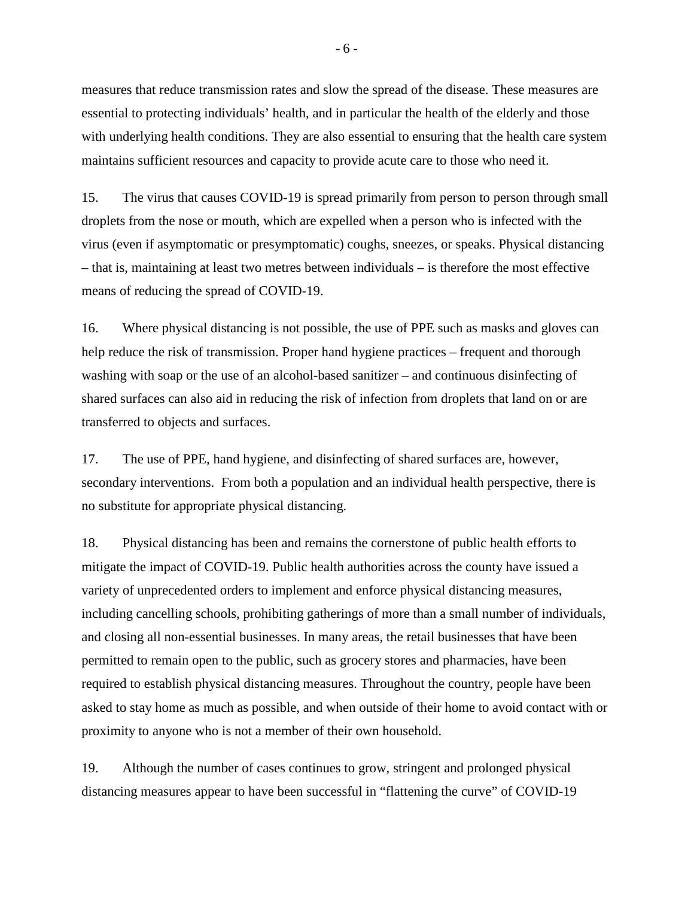measures that reduce transmission rates and slow the spread of the disease. These measures are essential to protecting individuals' health, and in particular the health of the elderly and those with underlying health conditions. They are also essential to ensuring that the health care system maintains sufficient resources and capacity to provide acute care to those who need it.

15. The virus that causes COVID-19 is spread primarily from person to person through small droplets from the nose or mouth, which are expelled when a person who is infected with the virus (even if asymptomatic or presymptomatic) coughs, sneezes, or speaks. Physical distancing – that is, maintaining at least two metres between individuals – is therefore the most effective means of reducing the spread of COVID-19.

16. Where physical distancing is not possible, the use of PPE such as masks and gloves can help reduce the risk of transmission. Proper hand hygiene practices – frequent and thorough washing with soap or the use of an alcohol-based sanitizer – and continuous disinfecting of shared surfaces can also aid in reducing the risk of infection from droplets that land on or are transferred to objects and surfaces.

17. The use of PPE, hand hygiene, and disinfecting of shared surfaces are, however, secondary interventions. From both a population and an individual health perspective, there is no substitute for appropriate physical distancing.

18. Physical distancing has been and remains the cornerstone of public health efforts to mitigate the impact of COVID-19. Public health authorities across the county have issued a variety of unprecedented orders to implement and enforce physical distancing measures, including cancelling schools, prohibiting gatherings of more than a small number of individuals, and closing all non-essential businesses. In many areas, the retail businesses that have been permitted to remain open to the public, such as grocery stores and pharmacies, have been required to establish physical distancing measures. Throughout the country, people have been asked to stay home as much as possible, and when outside of their home to avoid contact with or proximity to anyone who is not a member of their own household.

19. Although the number of cases continues to grow, stringent and prolonged physical distancing measures appear to have been successful in "flattening the curve" of COVID-19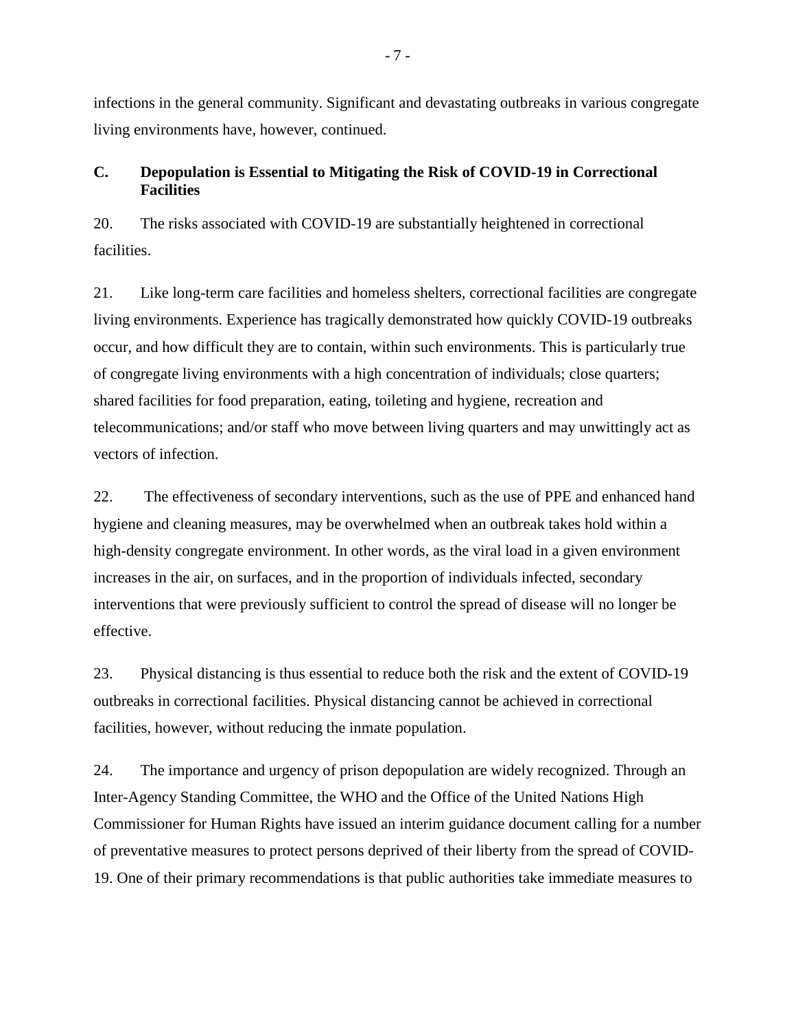infections in the general community. Significant and devastating outbreaks in various congregate living environments have, however, continued.

## C. Depopulation is Essential to Mitigating the Risk of COVID-19 in Correctional Facilities

20. The risks associated with COVID-19 are substantially heightened in correctional facilities.

21. Like long-term care facilities and homeless shelters, correctional facilities are congregate living environments. Experience has tragically demonstrated how quickly COVID-19 outbreaks occur, and how difficult they are to contain, within such environments. This is particularly true of congregate living environments with a high concentration of individuals; close quarters; shared facilities for food preparation, eating, toileting and hygiene, recreation and telecommunications; and/or staff who move between living quarters and may unwittingly act as vectors of infection.

22. The effectiveness of secondary interventions, such as the use of PPE and enhanced hand hygiene and cleaning measures, may be overwhelmed when an outbreak takes hold within a high-density congregate environment. In other words, as the viral load in a given environment increases in the air, on surfaces, and in the proportion of individuals infected, secondary interventions that were previously sufficient to control the spread of disease will no longer be effective.

23. Physical distancing is thus essential to reduce both the risk and the extent of COVID-19 outbreaks in correctional facilities. Physical distancing cannot be achieved in correctional facilities, however, without reducing the inmate population.

24. The importance and urgency of prison depopulation are widely recognized. Through an Inter-Agency Standing Committee, the WHO and the Office of the United Nations High Commissioner for Human Rights have issued an interim guidance document calling for a number of preventative measures to protect persons deprived of their liberty from the spread of COVID-19. One of their primary recommendations is that public authorities take immediate measures to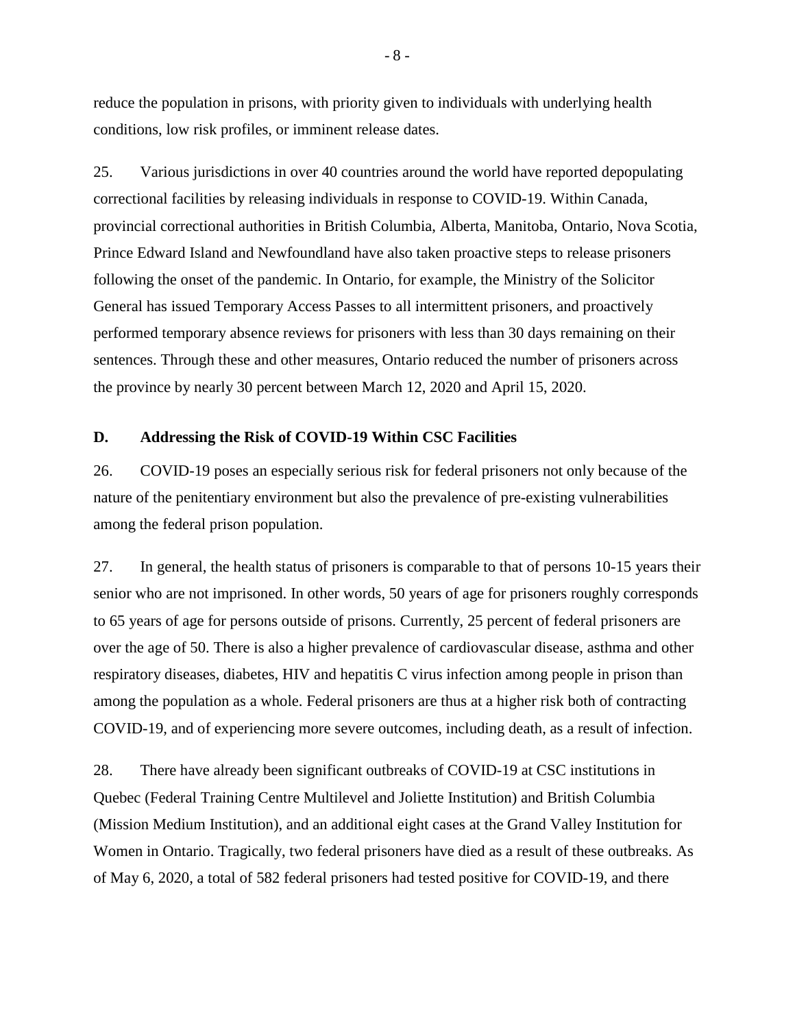reduce the population in prisons, with priority given to individuals with underlying health conditions, low risk profiles, or imminent release dates.

25. Various jurisdictions in over 40 countries around the world have reported depopulating correctional facilities by releasing individuals in response to COVID-19. Within Canada, provincial correctional authorities in British Columbia, Alberta, Manitoba, Ontario, Nova Scotia, Prince Edward Island and Newfoundland have also taken proactive steps to release prisoners following the onset of the pandemic. In Ontario, for example, the Ministry of the Solicitor General has issued Temporary Access Passes to all intermittent prisoners, and proactively performed temporary absence reviews for prisoners with less than 30 days remaining on their sentences. Through these and other measures, Ontario reduced the number of prisoners across the province by nearly 30 percent between March 12, 2020 and April 15, 2020.

### D. Addressing the Risk of COVID-19 Within CSC Facilities

26. COVID-19 poses an especially serious risk for federal prisoners not only because of the nature of the penitentiary environment but also the prevalence of pre-existing vulnerabilities among the federal prison population.

27. In general, the health status of prisoners is comparable to that of persons 10-15 years their senior who are not imprisoned. In other words, 50 years of age for prisoners roughly corresponds to 65 years of age for persons outside of prisons. Currently, 25 percent of federal prisoners are over the age of 50. There is also a higher prevalence of cardiovascular disease, asthma and other respiratory diseases, diabetes, HIV and hepatitis C virus infection among people in prison than among the population as a whole. Federal prisoners are thus at a higher risk both of contracting COVID-19, and of experiencing more severe outcomes, including death, as a result of infection.

28. There have already been significant outbreaks of COVID-19 at CSC institutions in Quebec (Federal Training Centre Multilevel and Joliette Institution) and British Columbia (Mission Medium Institution), and an additional eight cases at the Grand Valley Institution for Women in Ontario. Tragically, two federal prisoners have died as a result of these outbreaks. As of May 6, 2020, a total of 582 federal prisoners had tested positive for COVID-19, and there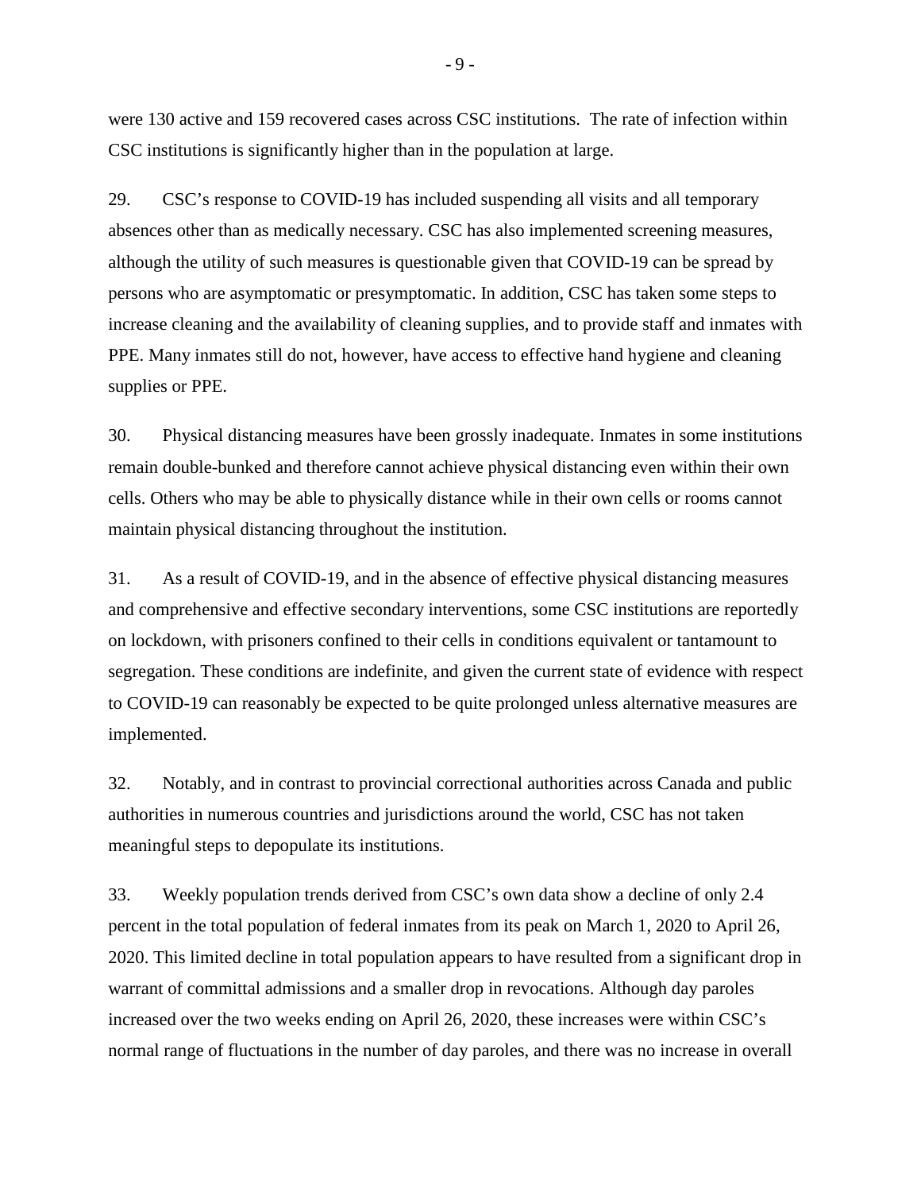were 130 active and 159 recovered cases across CSC institutions. The rate of infection within CSC institutions is significantly higher than in the population at large.

29. CSC's response to COVID-19 has included suspending all visits and all temporary absences other than as medically necessary. CSC has also implemented screening measures, although the utility of such measures is questionable given that COVID-19 can be spread by persons who are asymptomatic or presymptomatic. In addition, CSC has taken some steps to increase cleaning and the availability of cleaning supplies, and to provide staff and inmates with PPE. Many inmates still do not, however, have access to effective hand hygiene and cleaning supplies or PPE.

30. Physical distancing measures have been grossly inadequate. Inmates in some institutions remain double-bunked and therefore cannot achieve physical distancing even within their own cells. Others who may be able to physically distance while in their own cells or rooms cannot maintain physical distancing throughout the institution.

31. As a result of COVID-19, and in the absence of effective physical distancing measures and comprehensive and effective secondary interventions, some CSC institutions are reportedly on lockdown, with prisoners confined to their cells in conditions equivalent or tantamount to segregation. These conditions are indefinite, and given the current state of evidence with respect to COVID-19 can reasonably be expected to be quite prolonged unless alternative measures are implemented.

32. Notably, and in contrast to provincial correctional authorities across Canada and public authorities in numerous countries and jurisdictions around the world, CSC has not taken meaningful steps to depopulate its institutions.

33. Weekly population trends derived from CSC's own data show a decline of only 2.4 percent in the total population of federal inmates from its peak on March 1, 2020 to April 26, 2020. This limited decline in total population appears to have resulted from a significant drop in warrant of committal admissions and a smaller drop in revocations. Although day paroles increased over the two weeks ending on April 26, 2020, these increases were within CSC's normal range of fluctuations in the number of day paroles, and there was no increase in overall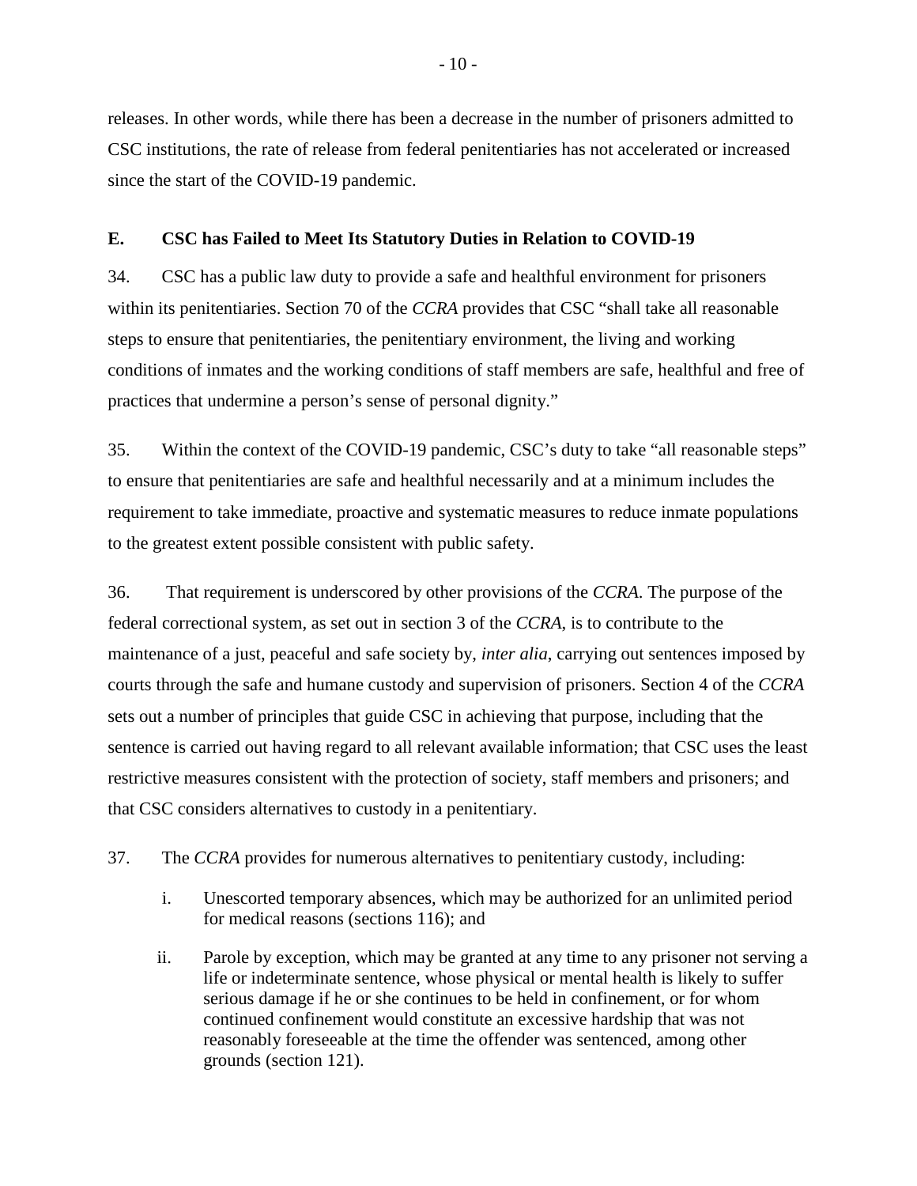releases. In other words, while there has been a decrease in the number of prisoners admitted to CSC institutions, the rate of release from federal penitentiaries has not accelerated or increased since the start of the COVID-19 pandemic.

## E. CSC has Failed to Meet Its Statutory Duties in Relation to COVID-19

34. CSC has a public law duty to provide a safe and healthful environment for prisoners within its penitentiaries. Section 70 of the *CCRA* provides that CSC "shall take all reasonable steps to ensure that penitentiaries, the penitentiary environment, the living and working conditions of inmates and the working conditions of staff members are safe, healthful and free of practices that undermine a person's sense of personal dignity."

35. Within the context of the COVID-19 pandemic, CSC's duty to take "all reasonable steps" to ensure that penitentiaries are safe and healthful necessarily and at a minimum includes the requirement to take immediate, proactive and systematic measures to reduce inmate populations to the greatest extent possible consistent with public safety.

36. That requirement is underscored by other provisions of the *CCRA*. The purpose of the federal correctional system, as set out in section 3 of the *CCRA*, is to contribute to the maintenance of a just, peaceful and safe society by, *inter alia*, carrying out sentences imposed by courts through the safe and humane custody and supervision of prisoners. Section 4 of the *CCRA* sets out a number of principles that guide CSC in achieving that purpose, including that the sentence is carried out having regard to all relevant available information; that CSC uses the least restrictive measures consistent with the protection of society, staff members and prisoners; and that CSC considers alternatives to custody in a penitentiary.

37. The *CCRA* provides for numerous alternatives to penitentiary custody, including:

i. Unescorted temporary absences, which may be authorized for an unlimited period for medical reasons (sections 116); and

ii. Parole by exception, which may be granted at any time to any prisoner not serving a life or indeterminate sentence, whose physical or mental health is likely to suffer serious damage if he or she continues to be held in confinement, or for whom continued confinement would constitute an excessive hardship that was not reasonably foreseeable at the time the offender was sentenced, among other grounds (section 121).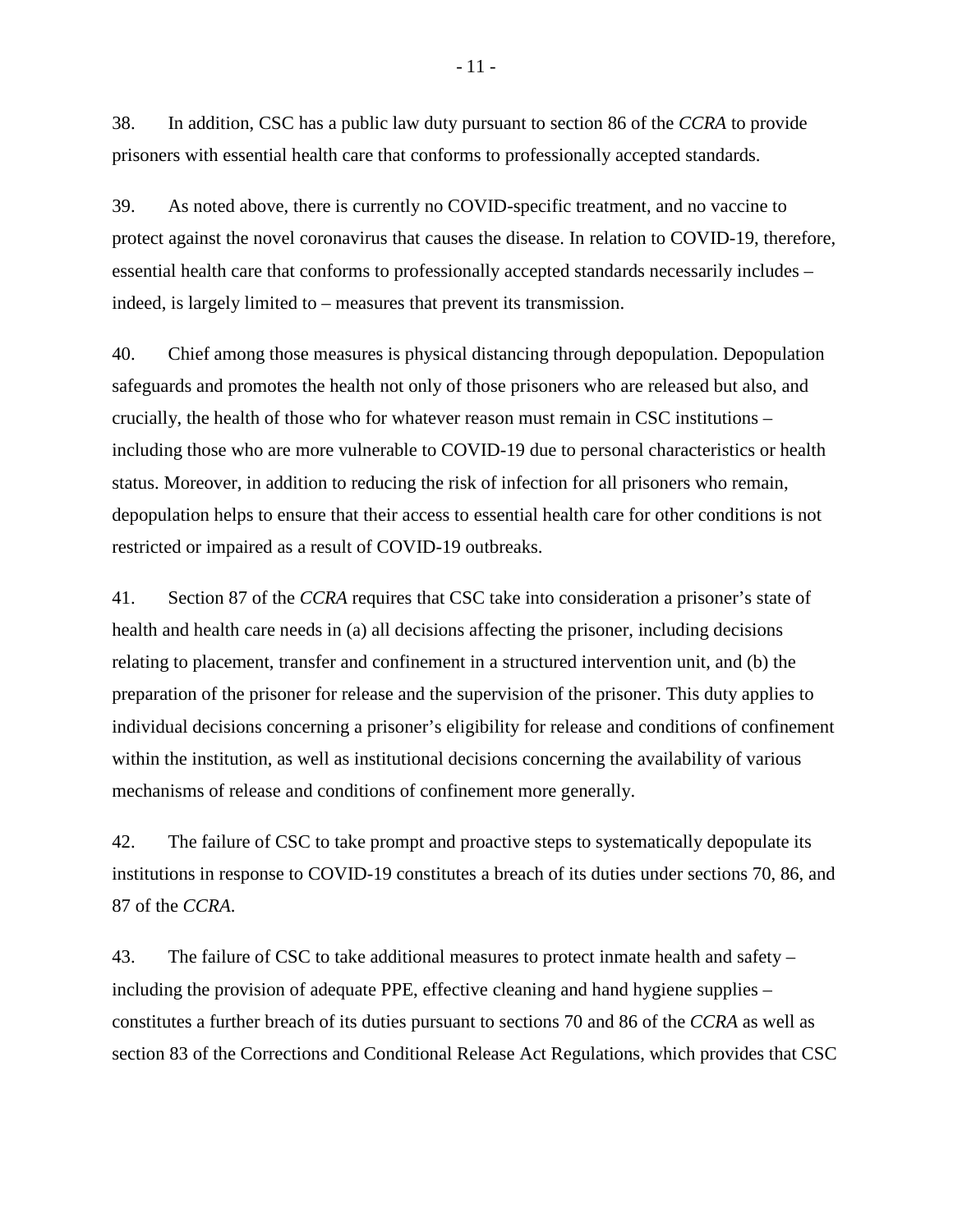38. In addition, CSC has a public law duty pursuant to section 86 of the *CCRA* to provide prisoners with essential health care that conforms to professionally accepted standards.

39. As noted above, there is currently no COVID-specific treatment, and no vaccine to protect against the novel coronavirus that causes the disease. In relation to COVID-19, therefore, essential health care that conforms to professionally accepted standards necessarily includes – indeed, is largely limited to – measures that prevent its transmission.

40. Chief among those measures is physical distancing through depopulation. Depopulation safeguards and promotes the health not only of those prisoners who are released but also, and crucially, the health of those who for whatever reason must remain in CSC institutions – including those who are more vulnerable to COVID-19 due to personal characteristics or health status. Moreover, in addition to reducing the risk of infection for all prisoners who remain, depopulation helps to ensure that their access to essential health care for other conditions is not restricted or impaired as a result of COVID-19 outbreaks.

41. Section 87 of the *CCRA* requires that CSC take into consideration a prisoner's state of health and health care needs in (a) all decisions affecting the prisoner, including decisions relating to placement, transfer and confinement in a structured intervention unit, and (b) the preparation of the prisoner for release and the supervision of the prisoner. This duty applies to individual decisions concerning a prisoner's eligibility for release and conditions of confinement within the institution, as well as institutional decisions concerning the availability of various mechanisms of release and conditions of confinement more generally.

42. The failure of CSC to take prompt and proactive steps to systematically depopulate its institutions in response to COVID-19 constitutes a breach of its duties under sections 70, 86, and 87 of the *CCRA*.

43. The failure of CSC to take additional measures to protect inmate health and safety – including the provision of adequate PPE, effective cleaning and hand hygiene supplies – constitutes a further breach of its duties pursuant to sections 70 and 86 of the *CCRA* as well as section 83 of the Corrections and Conditional Release Act Regulations, which provides that CSC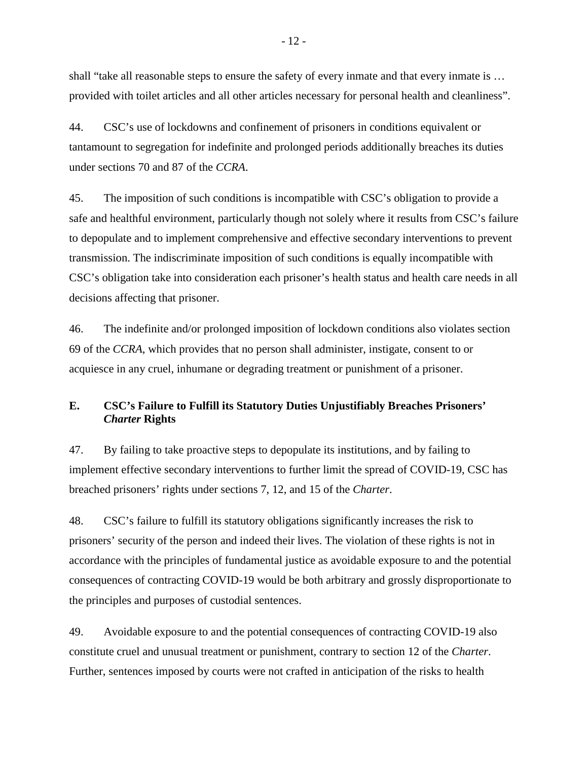shall "take all reasonable steps to ensure the safety of every inmate and that every inmate is … provided with toilet articles and all other articles necessary for personal health and cleanliness".

44. CSC's use of lockdowns and confinement of prisoners in conditions equivalent or tantamount to segregation for indefinite and prolonged periods additionally breaches its duties under sections 70 and 87 of the *CCRA*.

45. The imposition of such conditions is incompatible with CSC's obligation to provide a safe and healthful environment, particularly though not solely where it results from CSC's failure to depopulate and to implement comprehensive and effective secondary interventions to prevent transmission. The indiscriminate imposition of such conditions is equally incompatible with CSC's obligation take into consideration each prisoner's health status and health care needs in all decisions affecting that prisoner.

46. The indefinite and/or prolonged imposition of lockdown conditions also violates section 69 of the *CCRA*, which provides that no person shall administer, instigate, consent to or acquiesce in any cruel, inhumane or degrading treatment or punishment of a prisoner.

## E. CSC's Failure to Fulfill its Statutory Duties Unjustifiably Breaches Prisoners' *Charter* Rights

47. By failing to take proactive steps to depopulate its institutions, and by failing to implement effective secondary interventions to further limit the spread of COVID-19, CSC has breached prisoners' rights under sections 7, 12, and 15 of the *Charter*.

48. CSC's failure to fulfill its statutory obligations significantly increases the risk to prisoners' security of the person and indeed their lives. The violation of these rights is not in accordance with the principles of fundamental justice as avoidable exposure to and the potential consequences of contracting COVID-19 would be both arbitrary and grossly disproportionate to the principles and purposes of custodial sentences.

49. Avoidable exposure to and the potential consequences of contracting COVID-19 also constitute cruel and unusual treatment or punishment, contrary to section 12 of the *Charter*. Further, sentences imposed by courts were not crafted in anticipation of the risks to health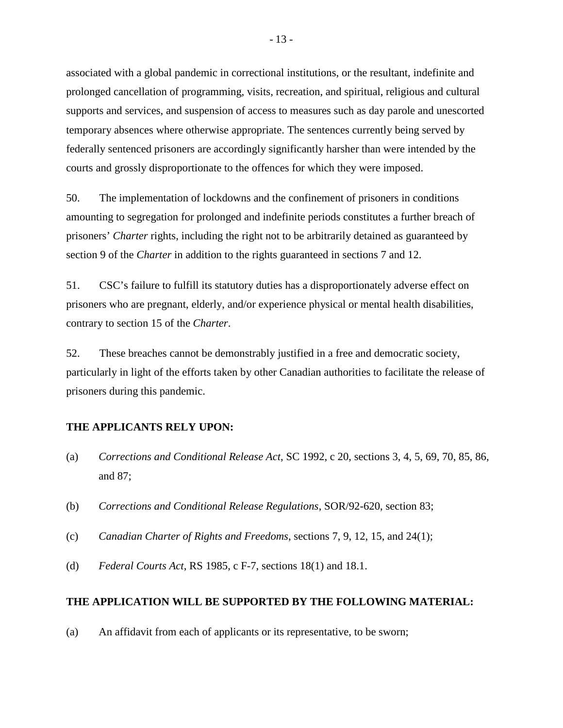associated with a global pandemic in correctional institutions, or the resultant, indefinite and prolonged cancellation of programming, visits, recreation, and spiritual, religious and cultural supports and services, and suspension of access to measures such as day parole and unescorted temporary absences where otherwise appropriate. The sentences currently being served by federally sentenced prisoners are accordingly significantly harsher than were intended by the courts and grossly disproportionate to the offences for which they were imposed.

50. The implementation of lockdowns and the confinement of prisoners in conditions amounting to segregation for prolonged and indefinite periods constitutes a further breach of prisoners' *Charter* rights, including the right not to be arbitrarily detained as guaranteed by section 9 of the *Charter* in addition to the rights guaranteed in sections 7 and 12.

51. CSC's failure to fulfill its statutory duties has a disproportionately adverse effect on prisoners who are pregnant, elderly, and/or experience physical or mental health disabilities, contrary to section 15 of the *Charter*.

52. These breaches cannot be demonstrably justified in a free and democratic society, particularly in light of the efforts taken by other Canadian authorities to facilitate the release of prisoners during this pandemic.

**THE APPLICANTS RELY UPON:**

(a) *Corrections and Conditional Release Act*, SC 1992, c 20, sections 3, 4, 5, 69, 70, 85, 86, and 87;

(b) *Corrections and Conditional Release Regulations*, SOR/92-620, section 83;

(c) *Canadian Charter of Rights and Freedoms*, sections 7, 9, 12, 15, and 24(1);

(d) *Federal Courts Act*, RS 1985, c F-7, sections 18(1) and 18.1.

**THE APPLICATION WILL BE SUPPORTED BY THE FOLLOWING MATERIAL:**

(a) An affidavit from each of applicants or its representative, to be sworn;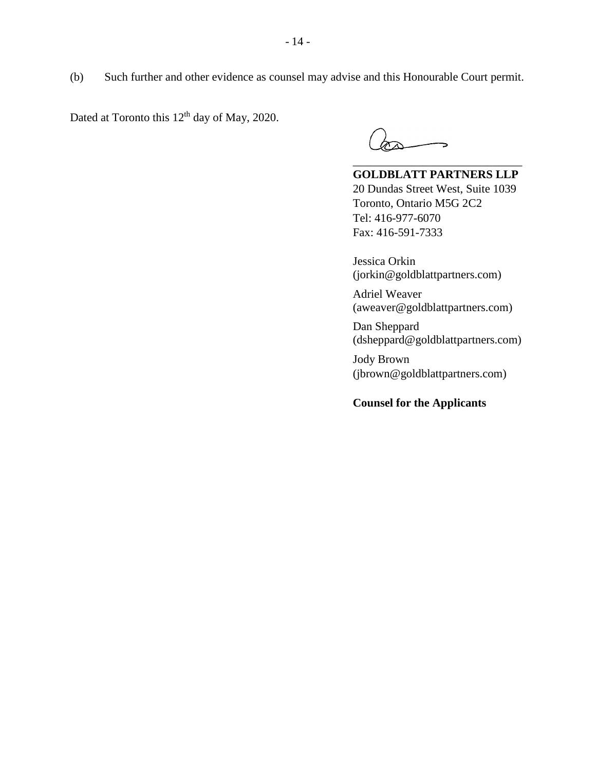(b) Such further and other evidence as counsel may advise and this Honourable Court permit.

Dated at Toronto this 12th day of May, 2020.

\_\_\_\_\_\_\_\_\_\_\_\_\_\_\_\_\_\_\_\_\_\_\_\_\_\_\_\_\_\_

**GOLDBLATT PARTNERS LLP**
20 Dundas Street West, Suite 1039
Toronto, Ontario M5G 2C2
Tel: 416-977-6070
Fax: 416-591-7333

Jessica Orkin
(jorkin@goldblattpartners.com)

Adriel Weaver
(aweaver@goldblattpartners.com)

Dan Sheppard
(dsheppard@goldblattpartners.com)

Jody Brown
(jbrown@goldblattpartners.com)

**Counsel for the Applicants**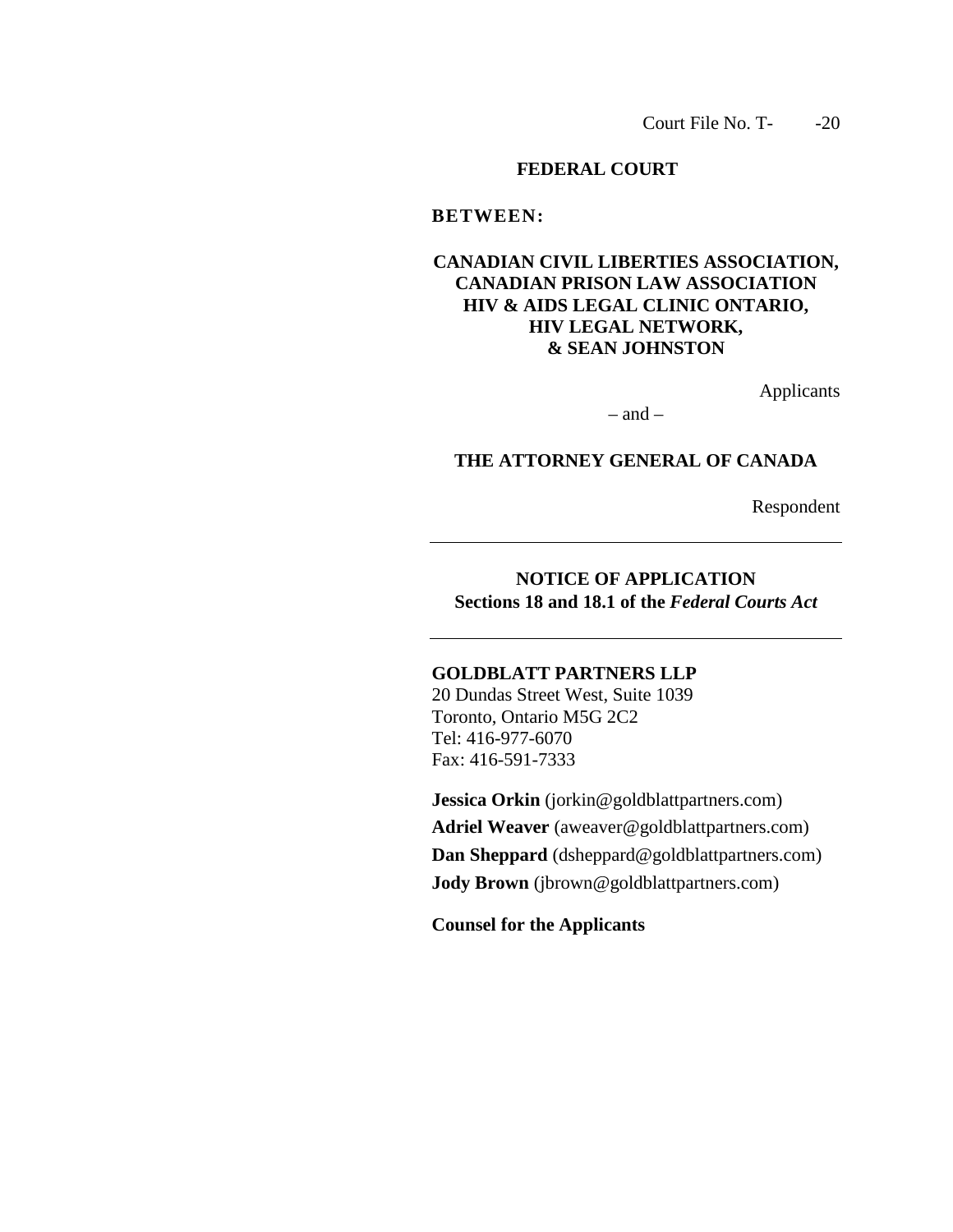Court File No. T-        -20

**FEDERAL COURT**

**BETWEEN:**

**CANADIAN CIVIL LIBERTIES ASSOCIATION,**
**CANADIAN PRISON LAW ASSOCIATION**
**HIV & AIDS LEGAL CLINIC ONTARIO,**
**HIV LEGAL NETWORK,**
**& SEAN JOHNSTON**

Applicants

– and –

**THE ATTORNEY GENERAL OF CANADA**

Respondent

---

**NOTICE OF APPLICATION**
**Sections 18 and 18.1 of the *Federal Courts Act***

---

**GOLDBLATT PARTNERS LLP**
20 Dundas Street West, Suite 1039
Toronto, Ontario M5G 2C2
Tel: 416-977-6070
Fax: 416-591-7333

**Jessica Orkin** (jorkin@goldblattpartners.com)
**Adriel Weaver** (aweaver@goldblattpartners.com)
**Dan Sheppard** (dsheppard@goldblattpartners.com)
**Jody Brown** (jbrown@goldblattpartners.com)

**Counsel for the Applicants**